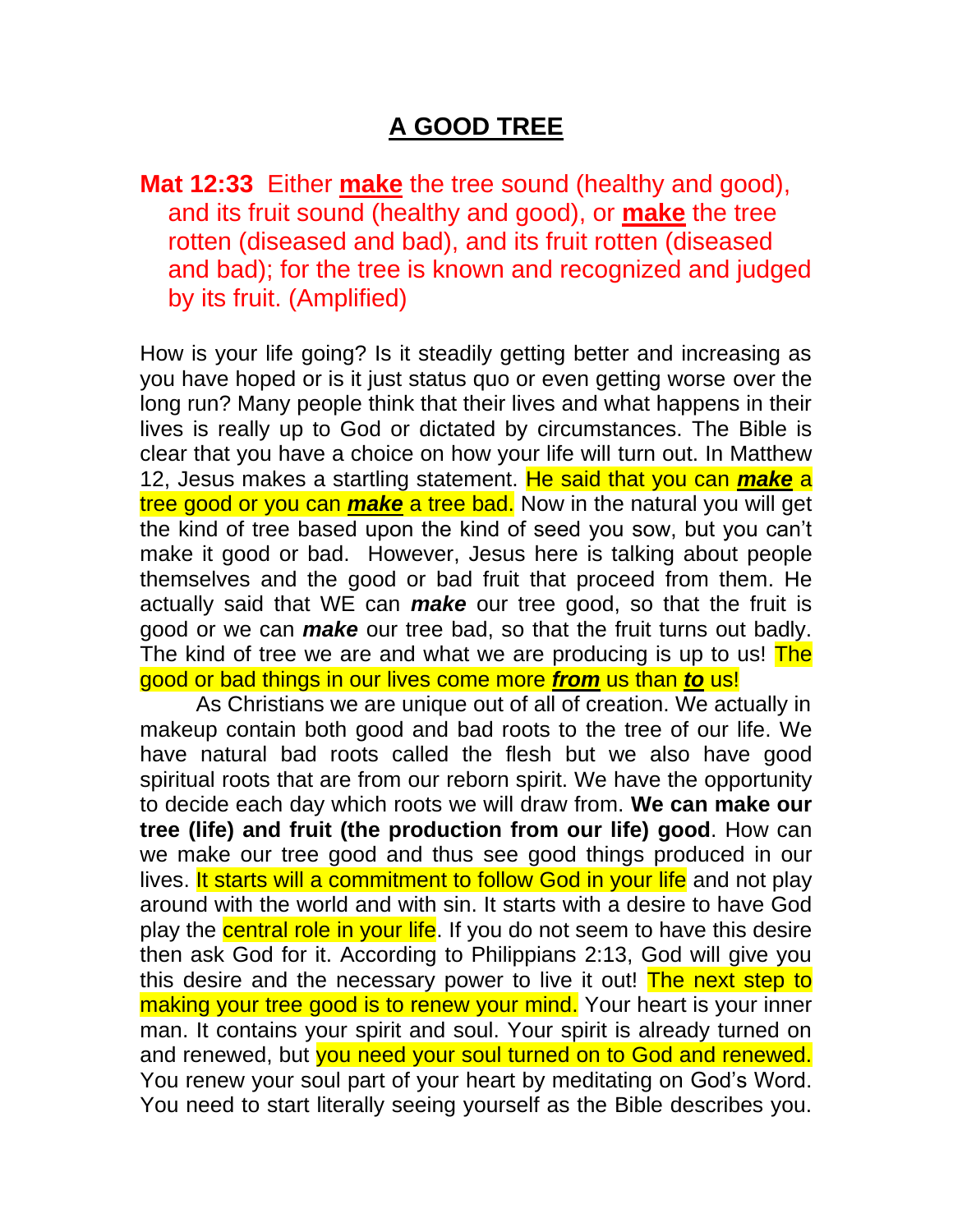# A GOOD TREE

**Mat 12:33** Either **make** the tree sound (healthy and good), and its fruit sound (healthy and good), or **make** the tree rotten (diseased and bad), and its fruit rotten (diseased and bad); for the tree is known and recognized and judged by its fruit. (Amplified)

How is your life going? Is it steadily getting better and increasing as you have hoped or is it just status quo or even getting worse over the long run? Many people think that their lives and what happens in their lives is really up to God or dictated by circumstances. The Bible is clear that you have a choice on how your life will turn out. In Matthew 12, Jesus makes a startling statement. He said that you can ***make*** a tree good or you can ***make*** a tree bad. Now in the natural you will get the kind of tree based upon the kind of seed you sow, but you can't make it good or bad. However, Jesus here is talking about people themselves and the good or bad fruit that proceed from them. He actually said that WE can ***make*** our tree good, so that the fruit is good or we can ***make*** our tree bad, so that the fruit turns out badly. The kind of tree we are and what we are producing is up to us! The good or bad things in our lives come more ***from*** us than ***to*** us!

As Christians we are unique out of all of creation. We actually in makeup contain both good and bad roots to the tree of our life. We have natural bad roots called the flesh but we also have good spiritual roots that are from our reborn spirit. We have the opportunity to decide each day which roots we will draw from. **We can make our tree (life) and fruit (the production from our life) good**. How can we make our tree good and thus see good things produced in our lives. It starts will a commitment to follow God in your life and not play around with the world and with sin. It starts with a desire to have God play the central role in your life. If you do not seem to have this desire then ask God for it. According to Philippians 2:13, God will give you this desire and the necessary power to live it out! The next step to making your tree good is to renew your mind. Your heart is your inner man. It contains your spirit and soul. Your spirit is already turned on and renewed, but you need your soul turned on to God and renewed. You renew your soul part of your heart by meditating on God's Word. You need to start literally seeing yourself as the Bible describes you.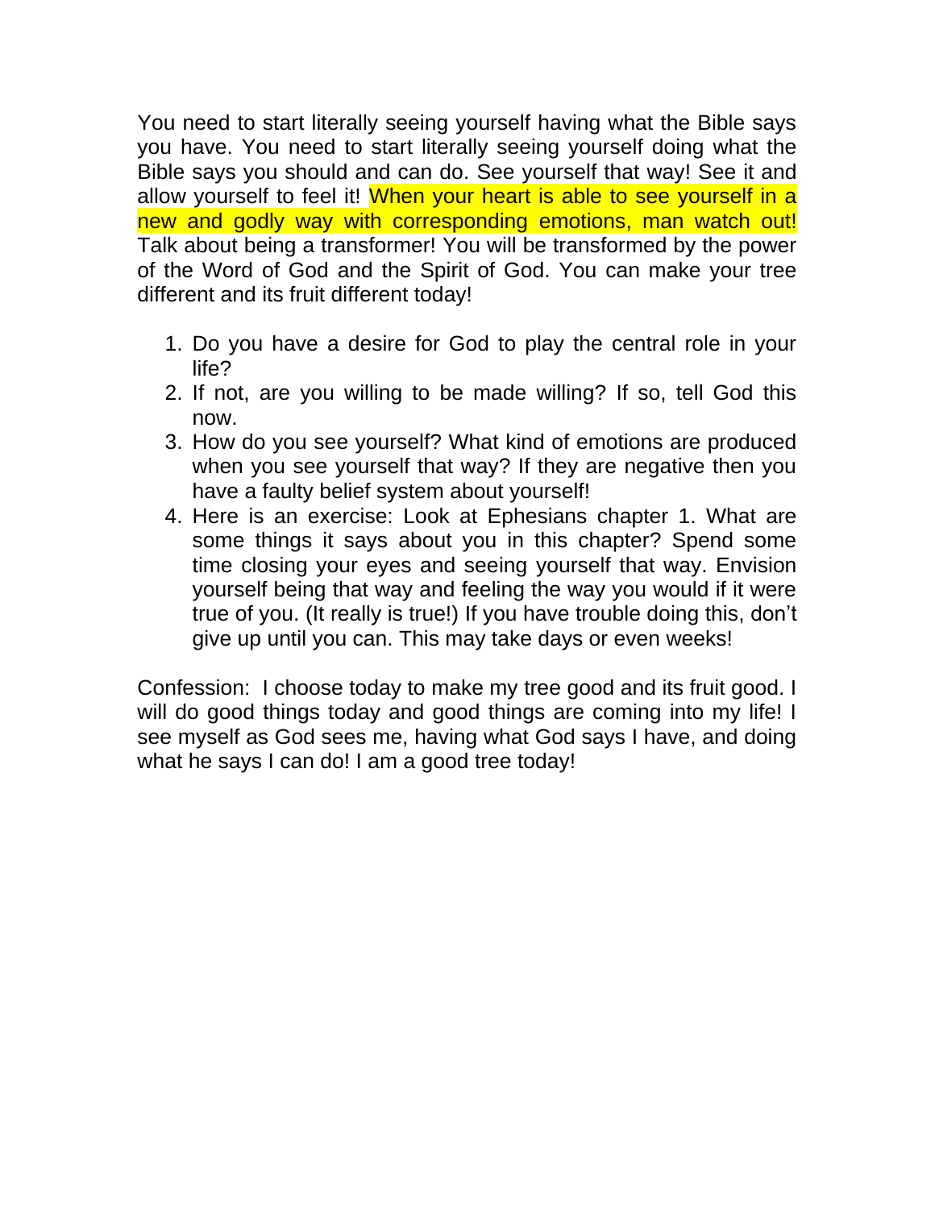You need to start literally seeing yourself having what the Bible says you have. You need to start literally seeing yourself doing what the Bible says you should and can do. See yourself that way! See it and allow yourself to feel it! When your heart is able to see yourself in a new and godly way with corresponding emotions, man watch out! Talk about being a transformer! You will be transformed by the power of the Word of God and the Spirit of God. You can make your tree different and its fruit different today!

1. Do you have a desire for God to play the central role in your life?
2. If not, are you willing to be made willing? If so, tell God this now.
3. How do you see yourself? What kind of emotions are produced when you see yourself that way? If they are negative then you have a faulty belief system about yourself!
4. Here is an exercise: Look at Ephesians chapter 1. What are some things it says about you in this chapter? Spend some time closing your eyes and seeing yourself that way. Envision yourself being that way and feeling the way you would if it were true of you. (It really is true!) If you have trouble doing this, don't give up until you can. This may take days or even weeks!

Confession: I choose today to make my tree good and its fruit good. I will do good things today and good things are coming into my life! I see myself as God sees me, having what God says I have, and doing what he says I can do! I am a good tree today!